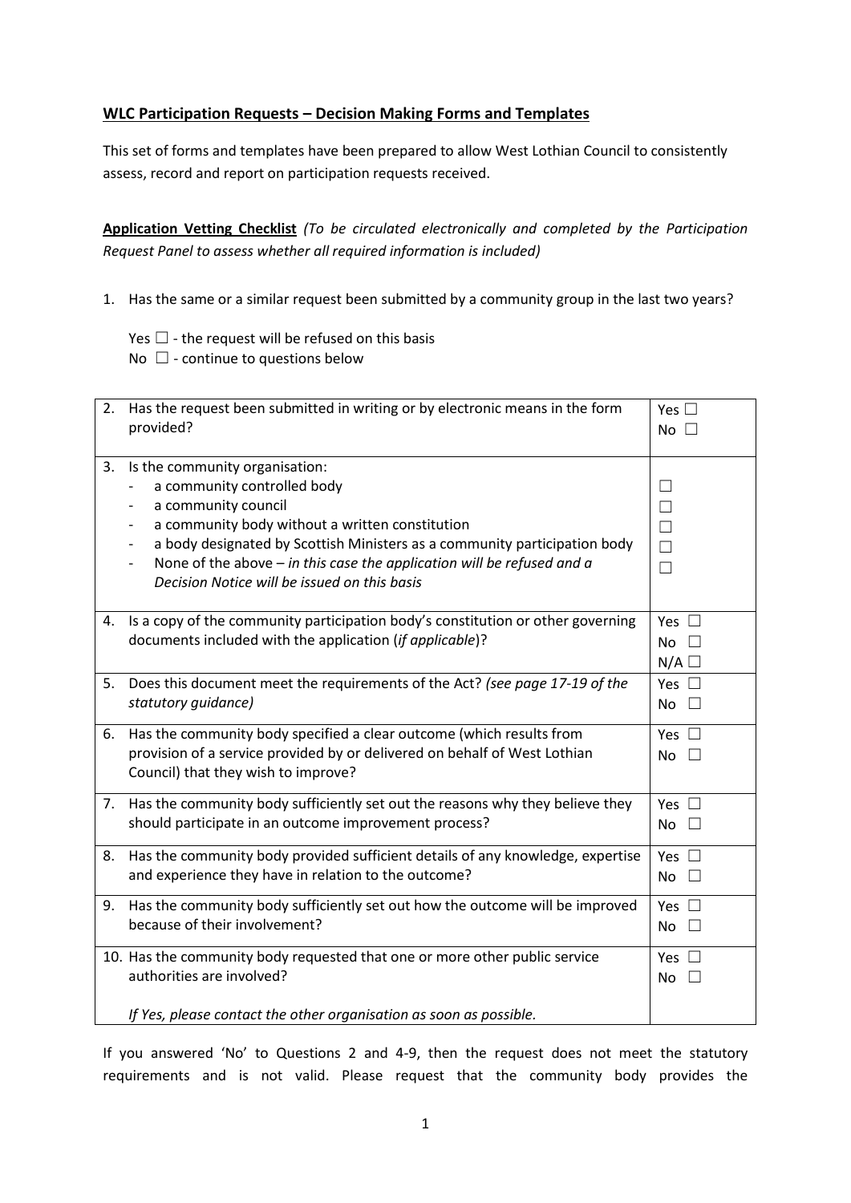**WLC Participation Requests – Decision Making Forms and Templates**

This set of forms and templates have been prepared to allow West Lothian Council to consistently assess, record and report on participation requests received.

**Application Vetting Checklist** *(To be circulated electronically and completed by the Participation Request Panel to assess whether all required information is included)*

1. Has the same or a similar request been submitted by a community group in the last two years?

   Yes ☐ - the request will be refused on this basis
   No ☐ - continue to questions below

| Question | Response |
|---|---|
| 2. Has the request been submitted in writing or by electronic means in the form provided? | Yes ☐<br>No ☐ |
| 3. Is the community organisation:<br>- a community controlled body<br>- a community council<br>- a community body without a written constitution<br>- a body designated by Scottish Ministers as a community participation body<br>- None of the above – *in this case the application will be refused and a Decision Notice will be issued on this basis* | <br>☐<br>☐<br>☐<br>☐<br>☐ |
| 4. Is a copy of the community participation body's constitution or other governing documents included with the application (*if applicable*)? | Yes ☐<br>No ☐<br>N/A ☐ |
| 5. Does this document meet the requirements of the Act? *(see page 17-19 of the statutory guidance)* | Yes ☐<br>No ☐ |
| 6. Has the community body specified a clear outcome (which results from provision of a service provided by or delivered on behalf of West Lothian Council) that they wish to improve? | Yes ☐<br>No ☐ |
| 7. Has the community body sufficiently set out the reasons why they believe they should participate in an outcome improvement process? | Yes ☐<br>No ☐ |
| 8. Has the community body provided sufficient details of any knowledge, expertise and experience they have in relation to the outcome? | Yes ☐<br>No ☐ |
| 9. Has the community body sufficiently set out how the outcome will be improved because of their involvement? | Yes ☐<br>No ☐ |
| 10. Has the community body requested that one or more other public service authorities are involved?<br><br>*If Yes, please contact the other organisation as soon as possible.* | Yes ☐<br>No ☐ |

If you answered 'No' to Questions 2 and 4-9, then the request does not meet the statutory requirements and is not valid. Please request that the community body provides the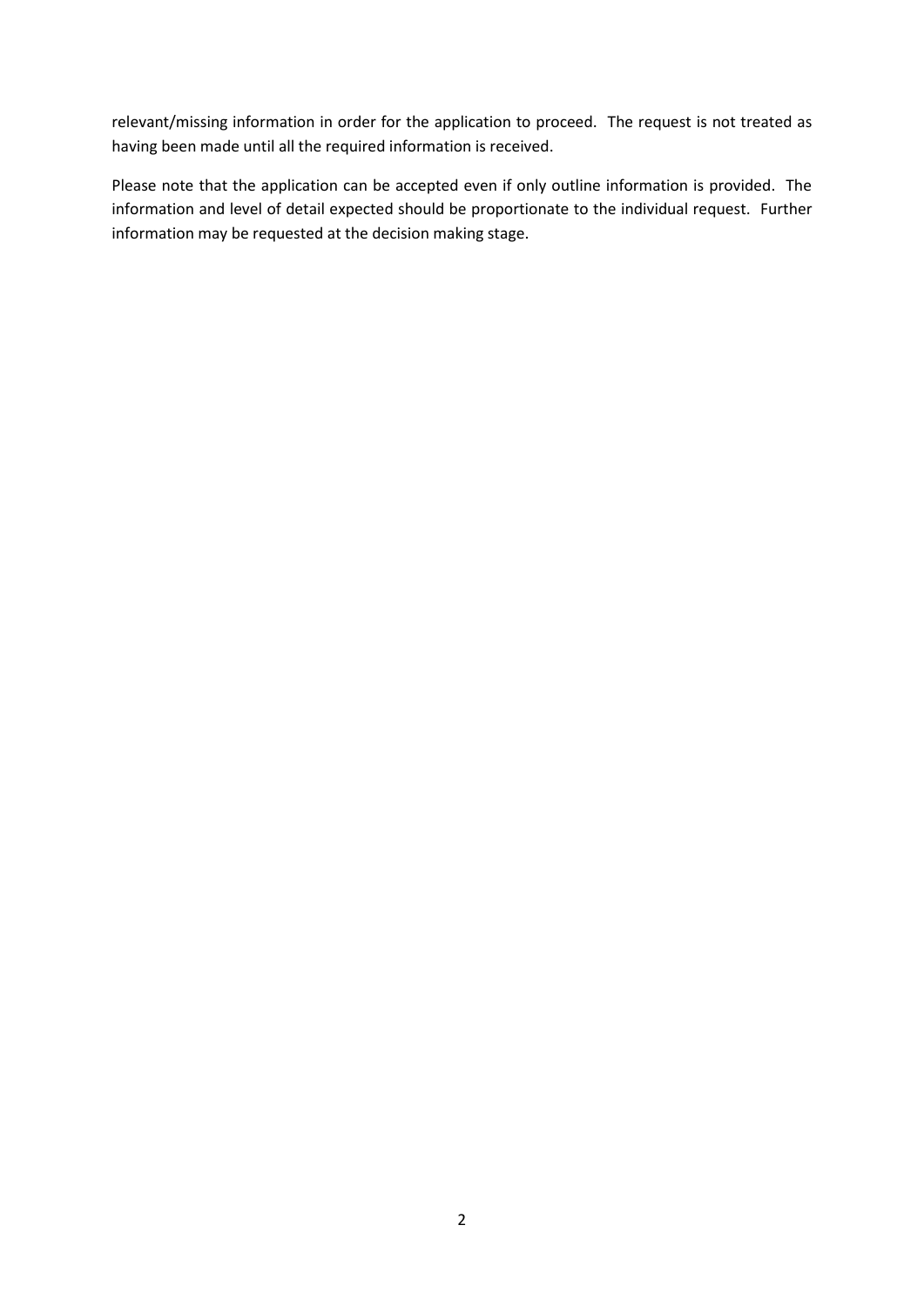relevant/missing information in order for the application to proceed. The request is not treated as having been made until all the required information is received.

Please note that the application can be accepted even if only outline information is provided. The information and level of detail expected should be proportionate to the individual request. Further information may be requested at the decision making stage.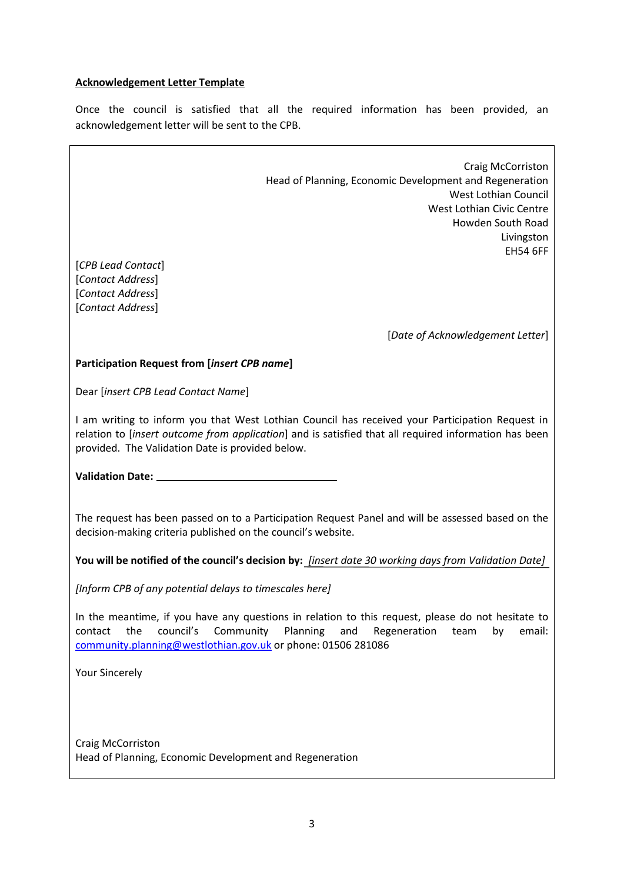**Acknowledgement Letter Template**

Once the council is satisfied that all the required information has been provided, an acknowledgement letter will be sent to the CPB.

Craig McCorriston
Head of Planning, Economic Development and Regeneration
West Lothian Council
West Lothian Civic Centre
Howden South Road
Livingston
EH54 6FF

[*CPB Lead Contact*]
[*Contact Address*]
[*Contact Address*]
[*Contact Address*]

[*Date of Acknowledgement Letter*]

**Participation Request from [*insert CPB name*]**

Dear [*insert CPB Lead Contact Name*]

I am writing to inform you that West Lothian Council has received your Participation Request in relation to [*insert outcome from application*] and is satisfied that all required information has been provided. The Validation Date is provided below.

**Validation Date:** ______________________________

The request has been passed on to a Participation Request Panel and will be assessed based on the decision-making criteria published on the council's website.

**You will be notified of the council's decision by:** *[insert date 30 working days from Validation Date]*

*[Inform CPB of any potential delays to timescales here]*

In the meantime, if you have any questions in relation to this request, please do not hesitate to contact the council's Community Planning and Regeneration team by email: community.planning@westlothian.gov.uk or phone: 01506 281086

Your Sincerely

Craig McCorriston
Head of Planning, Economic Development and Regeneration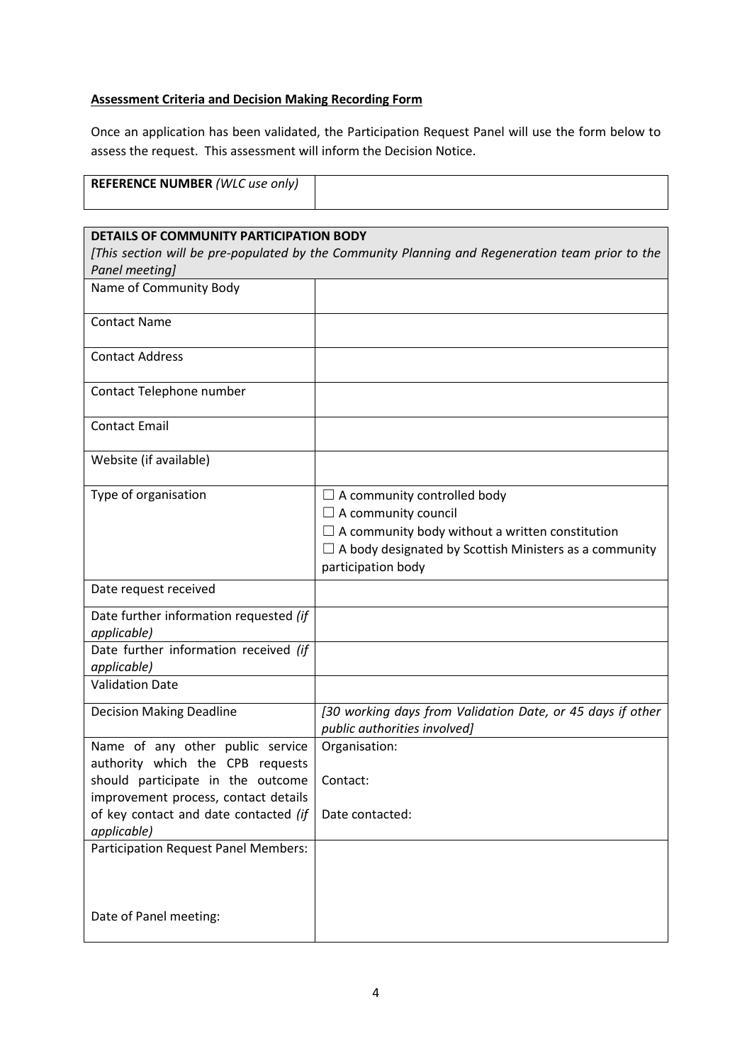**Assessment Criteria and Decision Making Recording Form**

Once an application has been validated, the Participation Request Panel will use the form below to assess the request. This assessment will inform the Decision Notice.

| **REFERENCE NUMBER** *(WLC use only)* | |
|---|---|

| **DETAILS OF COMMUNITY PARTICIPATION BODY** *[This section will be pre-populated by the Community Planning and Regeneration team prior to the Panel meeting]* | |
|---|---|
| Name of Community Body | |
| Contact Name | |
| Contact Address | |
| Contact Telephone number | |
| Contact Email | |
| Website (if available) | |
| Type of organisation | ☐ A community controlled body<br>☐ A community council<br>☐ A community body without a written constitution<br>☐ A body designated by Scottish Ministers as a community participation body |
| Date request received | |
| Date further information requested *(if applicable)* | |
| Date further information received *(if applicable)* | |
| Validation Date | |
| Decision Making Deadline | *[30 working days from Validation Date, or 45 days if other public authorities involved]* |
| Name of any other public service authority which the CPB requests should participate in the outcome improvement process, contact details of key contact and date contacted *(if applicable)* | Organisation:<br><br>Contact:<br><br>Date contacted: |
| Participation Request Panel Members:<br><br><br>Date of Panel meeting: | |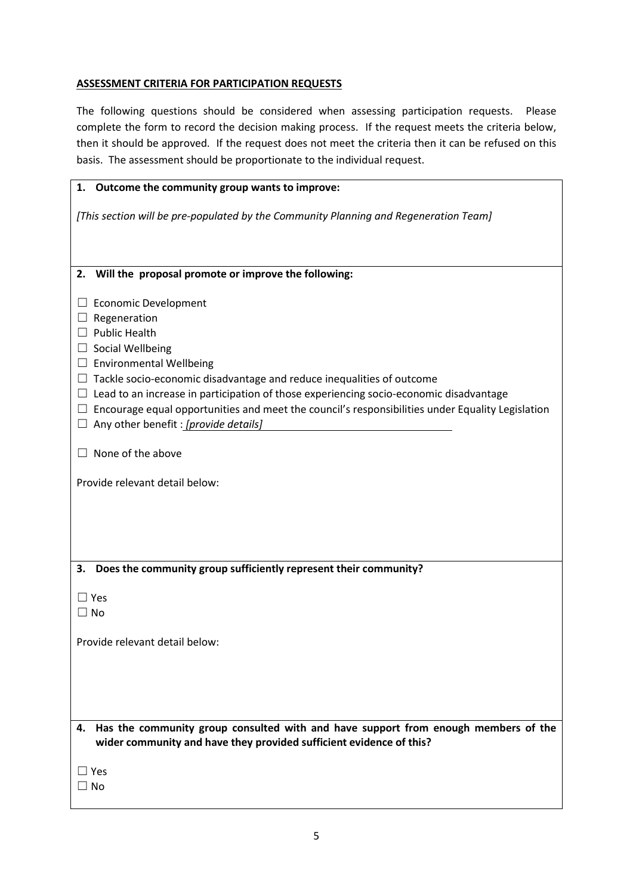**ASSESSMENT CRITERIA FOR PARTICIPATION REQUESTS**

The following questions should be considered when assessing participation requests. Please complete the form to record the decision making process. If the request meets the criteria below, then it should be approved. If the request does not meet the criteria then it can be refused on this basis. The assessment should be proportionate to the individual request.

**1. Outcome the community group wants to improve:**

*[This section will be pre-populated by the Community Planning and Regeneration Team]*

**2. Will the proposal promote or improve the following:**

☐ Economic Development
☐ Regeneration
☐ Public Health
☐ Social Wellbeing
☐ Environmental Wellbeing
☐ Tackle socio-economic disadvantage and reduce inequalities of outcome
☐ Lead to an increase in participation of those experiencing socio-economic disadvantage
☐ Encourage equal opportunities and meet the council's responsibilities under Equality Legislation
☐ Any other benefit : *[provide details]* ______________________

☐ None of the above

Provide relevant detail below:

**3. Does the community group sufficiently represent their community?**

☐ Yes
☐ No

Provide relevant detail below:

**4. Has the community group consulted with and have support from enough members of the wider community and have they provided sufficient evidence of this?**

☐ Yes
☐ No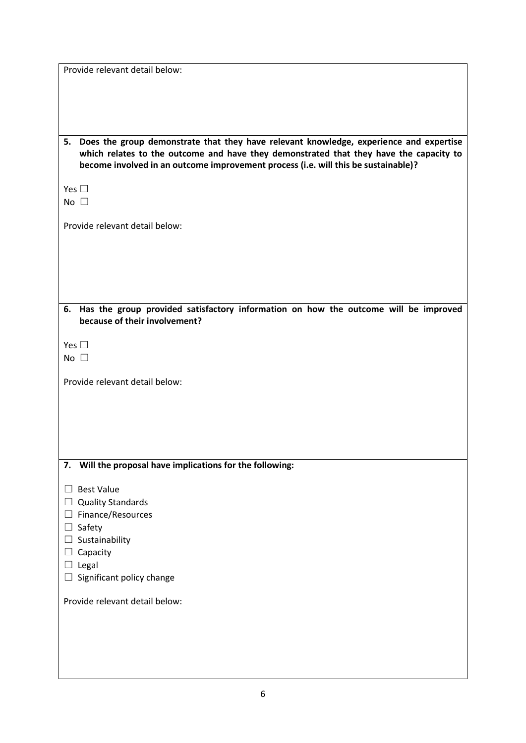Provide relevant detail below:

**5. Does the group demonstrate that they have relevant knowledge, experience and expertise which relates to the outcome and have they demonstrated that they have the capacity to become involved in an outcome improvement process (i.e. will this be sustainable)?**

Yes ☐
No ☐

Provide relevant detail below:

**6. Has the group provided satisfactory information on how the outcome will be improved because of their involvement?**

Yes ☐
No ☐

Provide relevant detail below:

**7. Will the proposal have implications for the following:**

☐ Best Value
☐ Quality Standards
☐ Finance/Resources
☐ Safety
☐ Sustainability
☐ Capacity
☐ Legal
☐ Significant policy change

Provide relevant detail below: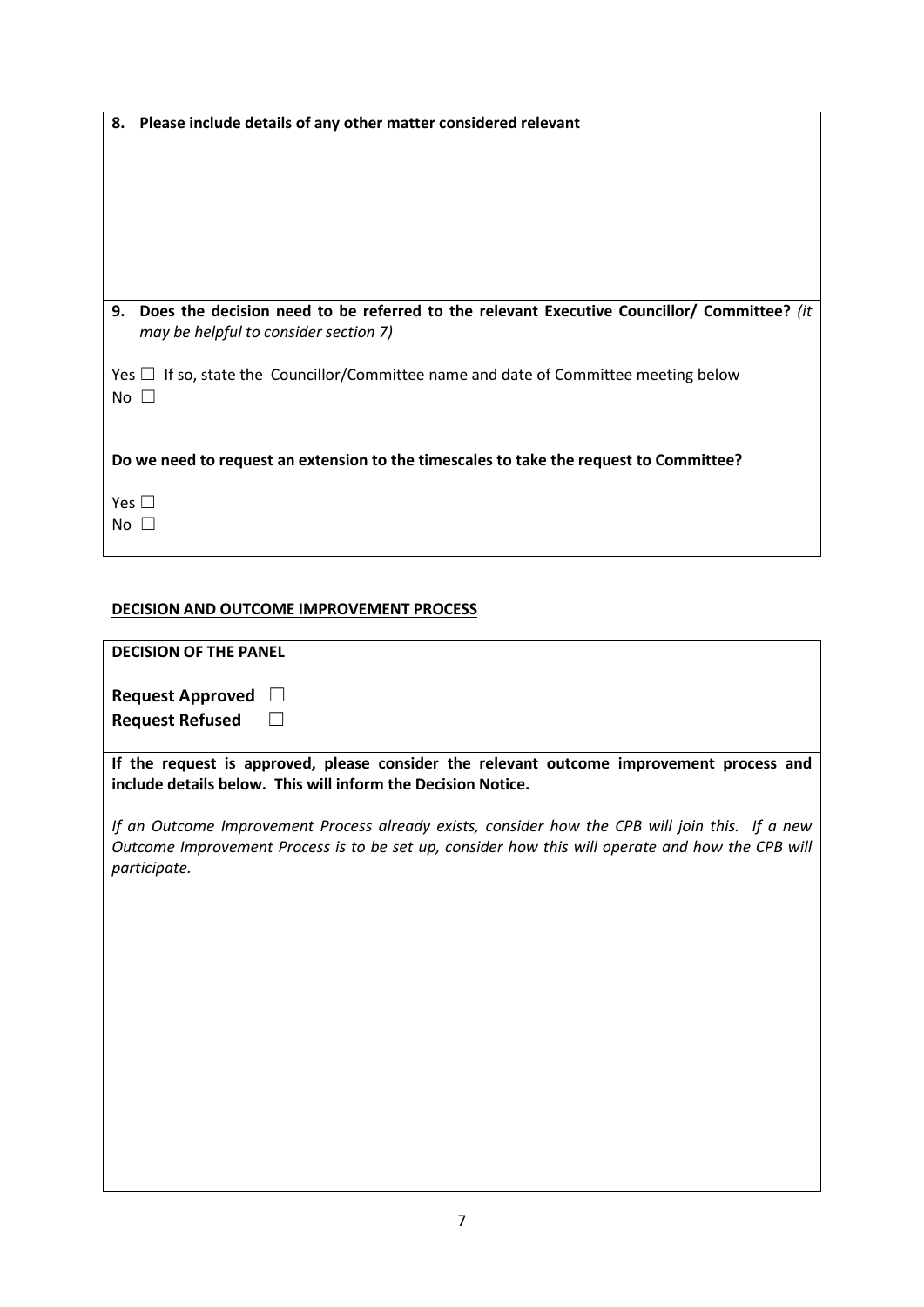**8. Please include details of any other matter considered relevant**

**9. Does the decision need to be referred to the relevant Executive Councillor/ Committee?** *(it may be helpful to consider section 7)*

Yes ☐ If so, state the Councillor/Committee name and date of Committee meeting below
No ☐

**Do we need to request an extension to the timescales to take the request to Committee?**

Yes ☐
No ☐

**DECISION AND OUTCOME IMPROVEMENT PROCESS**

**DECISION OF THE PANEL**

**Request Approved** ☐
**Request Refused** ☐

**If the request is approved, please consider the relevant outcome improvement process and include details below. This will inform the Decision Notice.**

*If an Outcome Improvement Process already exists, consider how the CPB will join this. If a new Outcome Improvement Process is to be set up, consider how this will operate and how the CPB will participate.*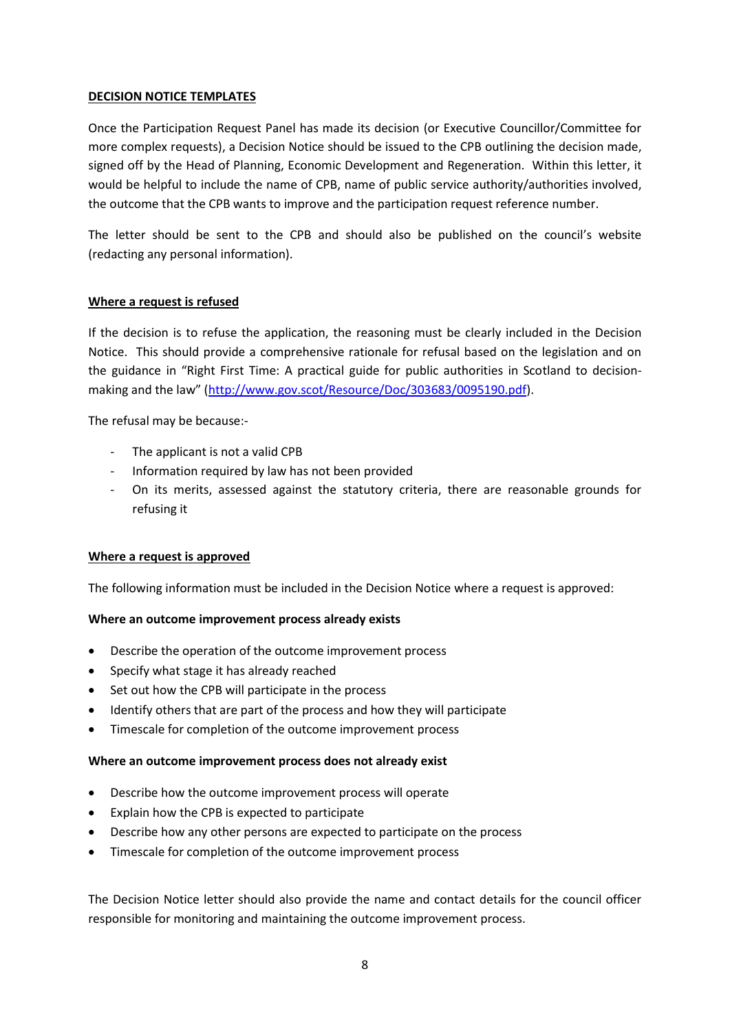**DECISION NOTICE TEMPLATES**

Once the Participation Request Panel has made its decision (or Executive Councillor/Committee for more complex requests), a Decision Notice should be issued to the CPB outlining the decision made, signed off by the Head of Planning, Economic Development and Regeneration. Within this letter, it would be helpful to include the name of CPB, name of public service authority/authorities involved, the outcome that the CPB wants to improve and the participation request reference number.

The letter should be sent to the CPB and should also be published on the council's website (redacting any personal information).

**Where a request is refused**

If the decision is to refuse the application, the reasoning must be clearly included in the Decision Notice. This should provide a comprehensive rationale for refusal based on the legislation and on the guidance in "Right First Time: A practical guide for public authorities in Scotland to decision-making and the law" (http://www.gov.scot/Resource/Doc/303683/0095190.pdf).

The refusal may be because:-

- The applicant is not a valid CPB
- Information required by law has not been provided
- On its merits, assessed against the statutory criteria, there are reasonable grounds for refusing it

**Where a request is approved**

The following information must be included in the Decision Notice where a request is approved:

**Where an outcome improvement process already exists**

- Describe the operation of the outcome improvement process
- Specify what stage it has already reached
- Set out how the CPB will participate in the process
- Identify others that are part of the process and how they will participate
- Timescale for completion of the outcome improvement process

**Where an outcome improvement process does not already exist**

- Describe how the outcome improvement process will operate
- Explain how the CPB is expected to participate
- Describe how any other persons are expected to participate on the process
- Timescale for completion of the outcome improvement process

The Decision Notice letter should also provide the name and contact details for the council officer responsible for monitoring and maintaining the outcome improvement process.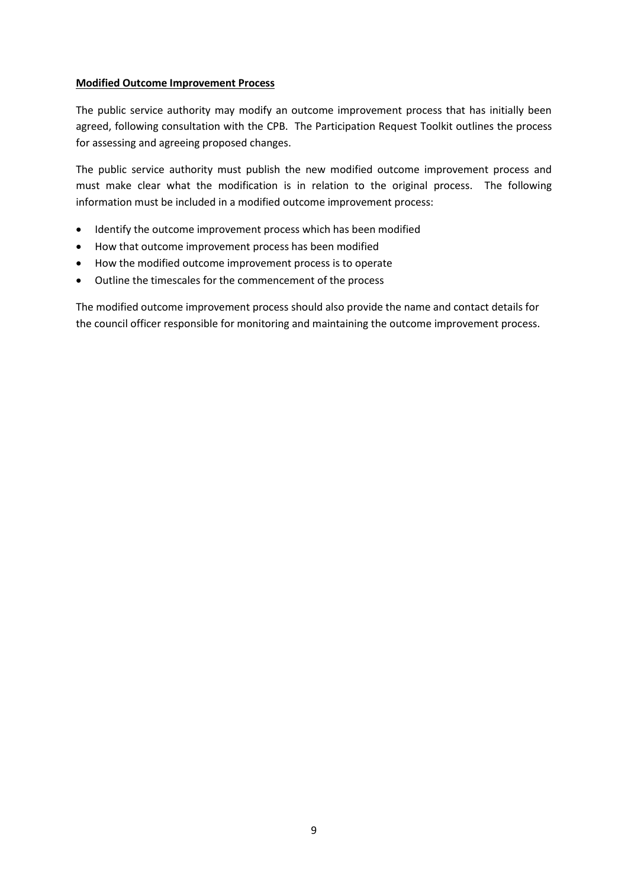**Modified Outcome Improvement Process**

The public service authority may modify an outcome improvement process that has initially been agreed, following consultation with the CPB. The Participation Request Toolkit outlines the process for assessing and agreeing proposed changes.

The public service authority must publish the new modified outcome improvement process and must make clear what the modification is in relation to the original process. The following information must be included in a modified outcome improvement process:

- Identify the outcome improvement process which has been modified
- How that outcome improvement process has been modified
- How the modified outcome improvement process is to operate
- Outline the timescales for the commencement of the process

The modified outcome improvement process should also provide the name and contact details for the council officer responsible for monitoring and maintaining the outcome improvement process.